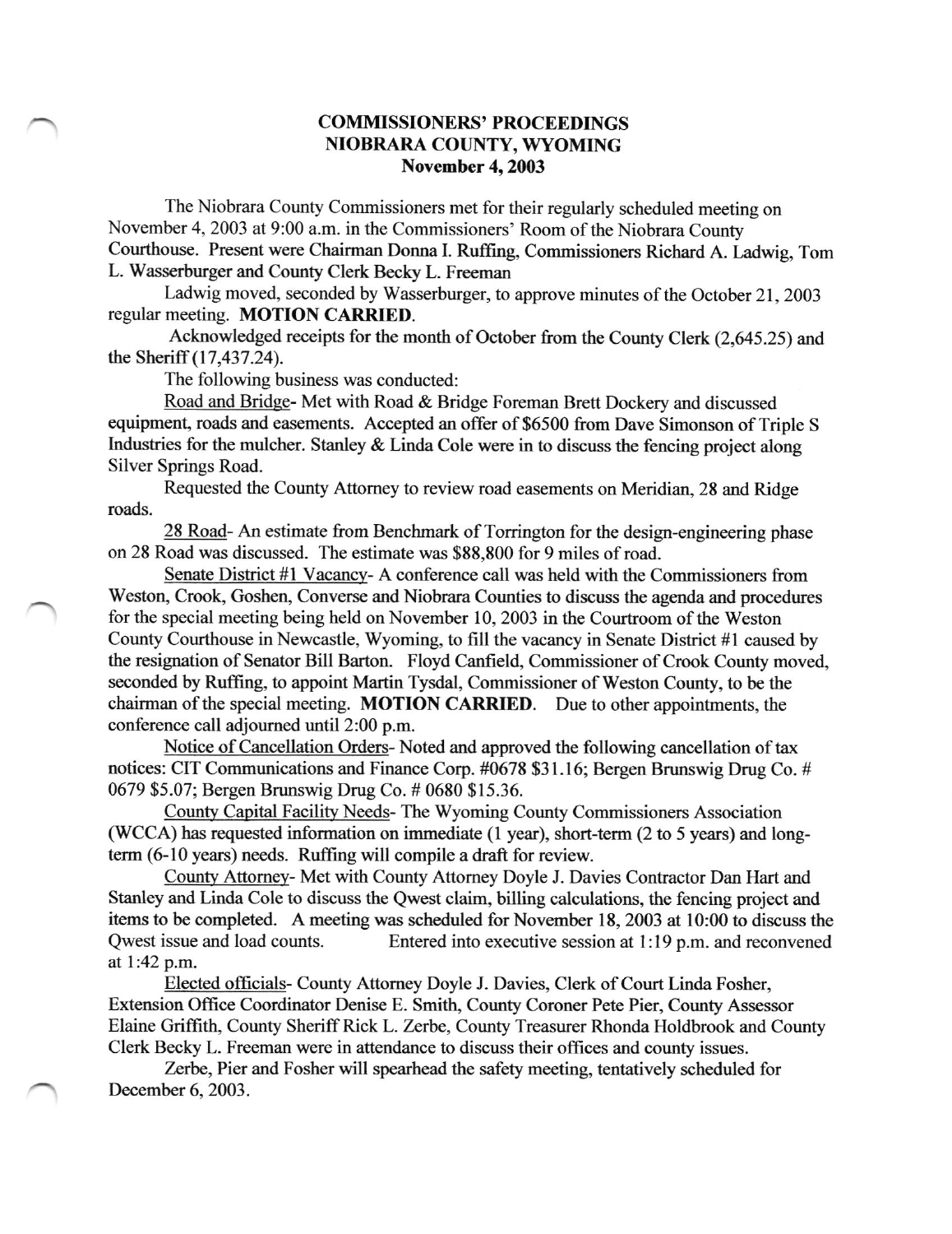# COMMISSIONERS' PROCEEDINGS
## NIOBRARA COUNTY, WYOMING
### November 4, 2003

The Niobrara County Commissioners met for their regularly scheduled meeting on November 4, 2003 at 9:00 a.m. in the Commissioners' Room of the Niobrara County Courthouse. Present were Chairman Donna I. Ruffing, Commissioners Richard A. Ladwig, Tom L. Wasserburger and County Clerk Becky L. Freeman

Ladwig moved, seconded by Wasserburger, to approve minutes of the October 21, 2003 regular meeting. **MOTION CARRIED**.

Acknowledged receipts for the month of October from the County Clerk (2,645.25) and the Sheriff (17,437.24).

The following business was conducted:

Road and Bridge- Met with Road & Bridge Foreman Brett Dockery and discussed equipment, roads and easements. Accepted an offer of $6500 from Dave Simonson of Triple S Industries for the mulcher. Stanley & Linda Cole were in to discuss the fencing project along Silver Springs Road.

Requested the County Attorney to review road easements on Meridian, 28 and Ridge roads.

28 Road- An estimate from Benchmark of Torrington for the design-engineering phase on 28 Road was discussed. The estimate was $88,800 for 9 miles of road.

Senate District #1 Vacancy- A conference call was held with the Commissioners from Weston, Crook, Goshen, Converse and Niobrara Counties to discuss the agenda and procedures for the special meeting being held on November 10, 2003 in the Courtroom of the Weston County Courthouse in Newcastle, Wyoming, to fill the vacancy in Senate District #1 caused by the resignation of Senator Bill Barton. Floyd Canfield, Commissioner of Crook County moved, seconded by Ruffing, to appoint Martin Tysdal, Commissioner of Weston County, to be the chairman of the special meeting. **MOTION CARRIED**. Due to other appointments, the conference call adjourned until 2:00 p.m.

Notice of Cancellation Orders- Noted and approved the following cancellation of tax notices: CIT Communications and Finance Corp. #0678 $31.16; Bergen Brunswig Drug Co. # 0679 $5.07; Bergen Brunswig Drug Co. # 0680 $15.36.

County Capital Facility Needs- The Wyoming County Commissioners Association (WCCA) has requested information on immediate (1 year), short-term (2 to 5 years) and long-term (6-10 years) needs. Ruffing will compile a draft for review.

County Attorney- Met with County Attorney Doyle J. Davies Contractor Dan Hart and Stanley and Linda Cole to discuss the Qwest claim, billing calculations, the fencing project and items to be completed. A meeting was scheduled for November 18, 2003 at 10:00 to discuss the Qwest issue and load counts. Entered into executive session at 1:19 p.m. and reconvened at 1:42 p.m.

Elected officials- County Attorney Doyle J. Davies, Clerk of Court Linda Fosher, Extension Office Coordinator Denise E. Smith, County Coroner Pete Pier, County Assessor Elaine Griffith, County Sheriff Rick L. Zerbe, County Treasurer Rhonda Holdbrook and County Clerk Becky L. Freeman were in attendance to discuss their offices and county issues.

Zerbe, Pier and Fosher will spearhead the safety meeting, tentatively scheduled for December 6, 2003.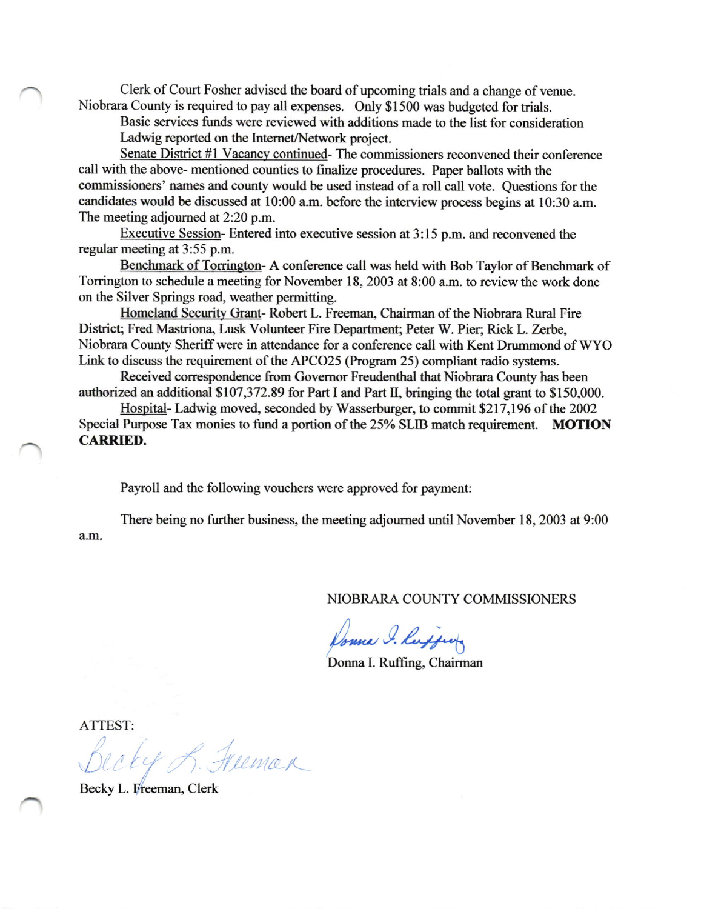Clerk of Court Fosher advised the board of upcoming trials and a change of venue. Niobrara County is required to pay all expenses. Only $1500 was budgeted for trials.

Basic services funds were reviewed with additions made to the list for consideration

Ladwig reported on the Internet/Network project.

Senate District #1 Vacancy continued- The commissioners reconvened their conference call with the above- mentioned counties to finalize procedures. Paper ballots with the commissioners' names and county would be used instead of a roll call vote. Questions for the candidates would be discussed at 10:00 a.m. before the interview process begins at 10:30 a.m. The meeting adjourned at 2:20 p.m.

Executive Session- Entered into executive session at 3:15 p.m. and reconvened the regular meeting at 3:55 p.m.

Benchmark of Torrington- A conference call was held with Bob Taylor of Benchmark of Torrington to schedule a meeting for November 18, 2003 at 8:00 a.m. to review the work done on the Silver Springs road, weather permitting.

Homeland Security Grant- Robert L. Freeman, Chairman of the Niobrara Rural Fire District; Fred Mastriona, Lusk Volunteer Fire Department; Peter W. Pier; Rick L. Zerbe, Niobrara County Sheriff were in attendance for a conference call with Kent Drummond of WYO Link to discuss the requirement of the APCO25 (Program 25) compliant radio systems.

Received correspondence from Governor Freudenthal that Niobrara County has been authorized an additional $107,372.89 for Part I and Part II, bringing the total grant to $150,000.

Hospital- Ladwig moved, seconded by Wasserburger, to commit $217,196 of the 2002 Special Purpose Tax monies to fund a portion of the 25% SLIB match requirement. **MOTION CARRIED.**

Payroll and the following vouchers were approved for payment:

There being no further business, the meeting adjourned until November 18, 2003 at 9:00 a.m.

NIOBRARA COUNTY COMMISSIONERS

Donna I. Ruffing

Donna I. Ruffing, Chairman

ATTEST:

Becky L. Freeman

Becky L. Freeman, Clerk